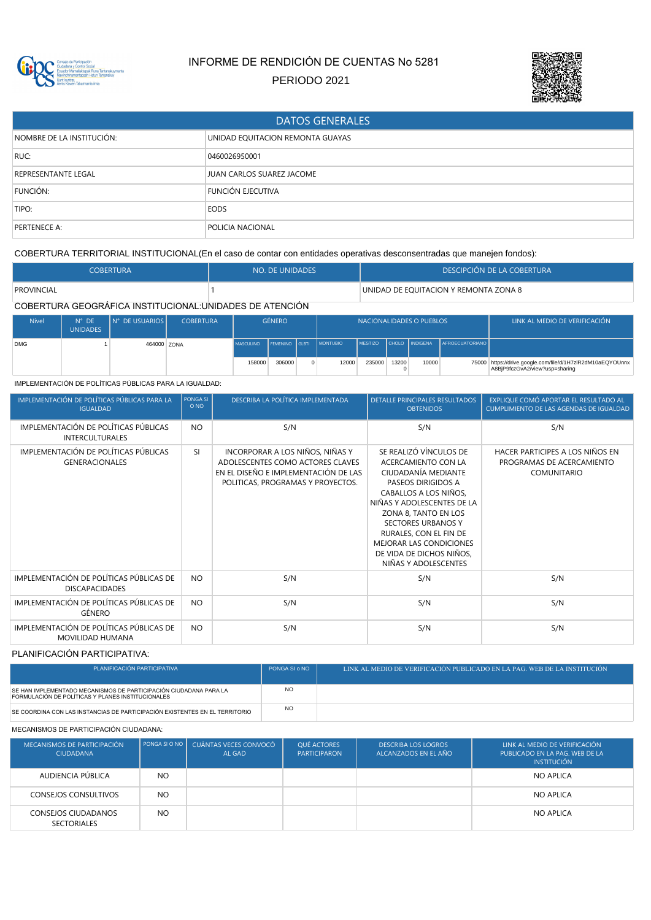# INFORME DE RENDICIÓN DE CUENTAS No 5281

PERIODO 2021

| DATOS GENERALES | |
|---|---|
| NOMBRE DE LA INSTITUCIÓN: | UNIDAD EQUITACION REMONTA GUAYAS |
| RUC: | 0460026950001 |
| REPRESENTANTE LEGAL | JUAN CARLOS SUAREZ JACOME |
| FUNCIÓN: | FUNCIÓN EJECUTIVA |
| TIPO: | EODS |
| PERTENECE A: | POLICIA NACIONAL |

COBERTURA TERRITORIAL INSTITUCIONAL(En el caso de contar con entidades operativas desconsentradas que manejen fondos):

| COBERTURA | NO. DE UNIDADES | DESCRIPCIÓN DE LA COBERTURA |
|---|---|---|
| PROVINCIAL | 1 | UNIDAD DE EQUITACION Y REMONTA ZONA 8 |

COBERTURA GEOGRÁFICA INSTITUCIONAL:UNIDADES DE ATENCIÓN

| Nivel | N° DE UNIDADES | N° DE USUARIOS | COBERTURA | GÉNERO | | | NACIONALIDADES O PUEBLOS | | | | | | LINK AL MEDIO DE VERIFICACIÓN |
|---|---|---|---|---|---|---|---|---|---|---|---|---|---|
| | | | | MASCULINO | FEMENINO | GLBTI | MONTUBIO | MESTIZO | CHOLO | INDIGENA | AFROECUATORIANO | | |
| DMG | 1 | 464000 | ZONA | 158000 | 306000 | 0 | 12000 | 235000 | 132000 | 10000 | 75000 | | https://drive.google.com/file/d/1H7zlR2dM10aEQYOUnnxA8BjP9fczGvA2/view?usp=sharing |

IMPLEMENTACIÓN DE POLÍTICAS PÚBLICAS PARA LA IGUALDAD:

| IMPLEMENTACIÓN DE POLÍTICAS PÚBLICAS PARA LA IGUALDAD | PONGA SI O NO | DESCRIBA LA POLÍTICA IMPLEMENTADA | DETALLE PRINCIPALES RESULTADOS OBTENIDOS | EXPLIQUE COMÓ APORTAR EL RESULTADO AL CUMPLIMIENTO DE LAS AGENDAS DE IGUALDAD |
|---|---|---|---|---|
| IMPLEMENTACIÓN DE POLÍTICAS PÚBLICAS INTERCULTURALES | NO | S/N | S/N | S/N |
| IMPLEMENTACIÓN DE POLÍTICAS PÚBLICAS GENERACIONALES | SI | INCORPORAR A LOS NIÑOS, NIÑAS Y ADOLESCENTES COMO ACTORES CLAVES EN EL DISEÑO E IMPLEMENTACIÓN DE LAS POLITICAS, PROGRAMAS Y PROYECTOS. | SE REALIZÓ VÍNCULOS DE ACERCAMIENTO CON LA CIUDADANÍA MEDIANTE PASEOS DIRIGIDOS A CABALLOS A LOS NIÑOS, NIÑAS Y ADOLESCENTES DE LA ZONA 8, TANTO EN LOS SECTORES URBANOS Y RURALES, CON EL FIN DE MEJORAR LAS CONDICIONES DE VIDA DE DICHOS NIÑOS, NIÑAS Y ADOLESCENTES | HACER PARTICIPES A LOS NIÑOS EN PROGRAMAS DE ACERCAMIENTO COMUNITARIO |
| IMPLEMENTACIÓN DE POLÍTICAS PÚBLICAS DE DISCAPACIDADES | NO | S/N | S/N | S/N |
| IMPLEMENTACIÓN DE POLÍTICAS PÚBLICAS DE GÉNERO | NO | S/N | S/N | S/N |
| IMPLEMENTACIÓN DE POLÍTICAS PÚBLICAS DE MOVILIDAD HUMANA | NO | S/N | S/N | S/N |

PLANIFICACIÓN PARTICIPATIVA:

| PLANIFICACIÓN PARTICIPATIVA | PONGA SI o NO | LINK AL MEDIO DE VERIFICACIÓN PUBLICADO EN LA PAG. WEB DE LA INSTITUCIÓN |
|---|---|---|
| SE HAN IMPLEMENTADO MECANISMOS DE PARTICIPACIÓN CIUDADANA PARA LA FORMULACIÓN DE POLÍTICAS Y PLANES INSTITUCIONALES | NO | |
| SE COORDINA CON LAS INSTANCIAS DE PARTICIPACIÓN EXISTENTES EN EL TERRITORIO | NO | |

MECANISMOS DE PARTICIPACIÓN CIUDADANA:

| MECANISMOS DE PARTICIPACIÓN CIUDADANA | PONGA SI O NO | CUÁNTAS VECES CONVOCÓ AL GAD | QUÉ ACTORES PARTICIPARON | DESCRIBA LOS LOGROS ALCANZADOS EN EL AÑO | LINK AL MEDIO DE VERIFICACIÓN PUBLICADO EN LA PAG. WEB DE LA INSTITUCIÓN |
|---|---|---|---|---|---|
| AUDIENCIA PÚBLICA | NO | | | | NO APLICA |
| CONSEJOS CONSULTIVOS | NO | | | | NO APLICA |
| CONSEJOS CIUDADANOS SECTORIALES | NO | | | | NO APLICA |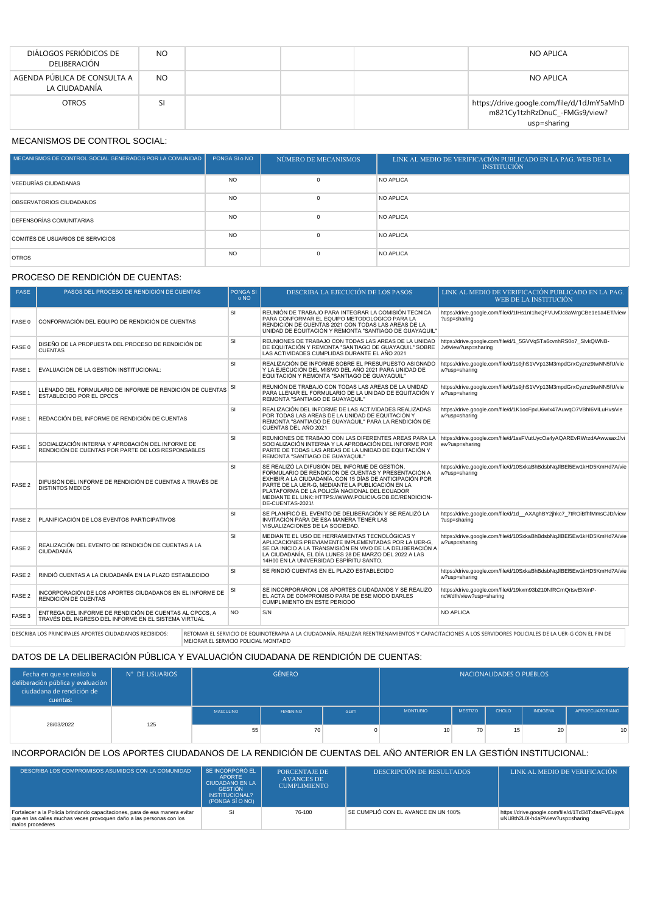| DIÁLOGOS PERIÓDICOS DE DELIBERACIÓN | NO | | | NO APLICA |
|---|---|---|---|---|
| AGENDA PÚBLICA DE CONSULTA A LA CIUDADANÍA | NO | | | NO APLICA |
| OTROS | SI | | | https://drive.google.com/file/d/1dJmY5aMhDm821Cy1tzhRzDnuC_-FMGs9/view?usp=sharing |

## MECANISMOS DE CONTROL SOCIAL:

| MECANISMOS DE CONTROL SOCIAL GENERADOS POR LA COMUNIDAD | PONGA SI o NO | NÚMERO DE MECANISMOS | LINK AL MEDIO DE VERIFICACIÓN PUBLICADO EN LA PAG. WEB DE LA INSTITUCIÓN |
|---|---|---|---|
| VEEDURÍAS CIUDADANAS | NO | 0 | NO APLICA |
| OBSERVATORIOS CIUDADANOS | NO | 0 | NO APLICA |
| DEFENSORÍAS COMUNITARIAS | NO | 0 | NO APLICA |
| COMITÉS DE USUARIOS DE SERVICIOS | NO | 0 | NO APLICA |
| OTROS | NO | 0 | NO APLICA |

## PROCESO DE RENDICIÓN DE CUENTAS:

| FASE | PASOS DEL PROCESO DE RENDICIÓN DE CUENTAS | PONGA SI o NO | DESCRIBA LA EJECUCIÓN DE LOS PASOS | LINK AL MEDIO DE VERIFICACIÓN PUBLICADO EN LA PAG. WEB DE LA INSTITUCIÓN |
|---|---|---|---|---|
| FASE 0 | CONFORMACIÓN DEL EQUIPO DE RENDICIÓN DE CUENTAS | SI | REUNIÓN DE TRABAJO PARA INTEGRAR LA COMISIÓN TECNICA PARA CONFORMAR EL EQUIPO METODOLOGICO PARA LA RENDICIÓN DE CUENTAS 2021 CON TODAS LAS AREAS DE LA UNIDAD DE EQUITACIÓN Y REMONTA "SANTIAGO DE GUAYAQUIL" | https://drive.google.com/file/d/1lHs1nl1hxQFVUvfJc8aWrgCBe1e1a4ET/view?usp=sharing |
| FASE 0 | DISEÑO DE LA PROPUESTA DEL PROCESO DE RENDICIÓN DE CUENTAS | SI | REUNIONES DE TRABAJO CON TODAS LAS AREAS DE LA UNIDAD DE EQUITACIÓN Y REMONTA "SANTIAGO DE GUAYAQUIL" SOBRE LAS ACTIVIDADES CUMPLIDAS DURANTE EL AÑO 2021 | https://drive.google.com/file/d/1_5GVVqSTa6cvnhRS0o7_SlvkQWNB-Jvf/view?usp=sharing |
| FASE 1 | EVALUACIÓN DE LA GESTIÓN INSTITUCIONAL: | SI | REALIZACIÓN DE INFORME SOBRE EL PRESUPUESTO ASIGNADO Y LA EJECUCIÓN DEL MISMO DEL AÑO 2021 PARA UNIDAD DE EQUITACIÓN Y REMONTA "SANTIAGO DE GUAYAQUIL" | https://drive.google.com/file/d/1s9jhS1VVp13M3mpdGrxCyznz9twNN5fU/view?usp=sharing |
| FASE 1 | LLENADO DEL FORMULARIO DE INFORME DE RENDICIÓN DE CUENTAS ESTABLECIDO POR EL CPCCS | SI | REUNIÓN DE TRABAJO CON TODAS LAS AREAS DE LA UNIDAD PARA LLENAR EL FORMULARIO DE LA UNIDAD DE EQUITACIÓN Y REMONTA "SANTIAGO DE GUAYAQUIL" | https://drive.google.com/file/d/1s9jhS1VVp13M3mpdGrxCyznz9twNN5fU/view?usp=sharing |
| FASE 1 | REDACCIÓN DEL INFORME DE RENDICIÓN DE CUENTAS | SI | REALIZACIÓN DEL INFORME DE LAS ACTIVIDADES REALIZADAS POR TODAS LAS AREAS DE LA UNIDAD DE EQUITACIÓN Y REMONTA "SANTIAGO DE GUAYAQUIL" PARA LA RENDICIÓN DE CUENTAS DEL AÑO 2021 | https://drive.google.com/file/d/1K1ocFpxU6wlx47AuwqO7VBhI6VILuHvs/view?usp=sharing |
| FASE 1 | SOCIALIZACIÓN INTERNA Y APROBACIÓN DEL INFORME DE RENDICIÓN DE CUENTAS POR PARTE DE LOS RESPONSABLES | SI | REUNIONES DE TRABAJO CON LAS DIFERENTES AREAS PARA LA SOCIALIZACIÓN INTERNA Y LA APROBACIÓN DEL INFORME POR PARTE DE TODAS LAS AREAS DE LA UNIDAD DE EQUITACIÓN Y REMONTA "SANTIAGO DE GUAYAQUIL" | https://drive.google.com/file/d/1ssFVutUycOa4yAQAREvRWrzdAAwwsaxJ/view?usp=sharing |
| FASE 2 | DIFUSIÓN DEL INFORME DE RENDICIÓN DE CUENTAS A TRAVÉS DE DISTINTOS MEDIOS | SI | SE REALIZÓ LA DIFUSIÓN DEL INFORME DE GESTIÓN, FORMULARIO DE RENDICIÓN DE CUENTAS Y PRESENTACIÓN A EXHIBIR A LA CIUDADANÍA, CON 15 DÍAS DE ANTICIPACIÓN POR PARTE DE LA UER-G, MEDIANTE LA PUBLICACIÓN EN LA PLATAFORMA DE LA POLICÍA NACIONAL DEL ECUADOR MEDIANTE EL LINK: HTTPS://WWW.POLICIA.GOB.EC/RENDICION-DE-CUENTAS-2021/. | https://drive.google.com/file/d/10SxkaBhBdsbNqJlBEl5Ew1kHD5KmHd7A/view?usp=sharing |
| FASE 2 | PLANIFICACIÓN DE LOS EVENTOS PARTICIPATIVOS | SI | SE PLANIFICÓ EL EVENTO DE DELIBERACIÓN Y SE REALIZÓ LA INVITACIÓN PARA DE ESA MANERA TENER LAS VISUALIZACIONES DE LA SOCIEDAD. | https://drive.google.com/file/d/1d__AXAghBY2jhkc7_7tROiBfhfMmsCJD/view?usp=sharing |
| FASE 2 | REALIZACIÓN DEL EVENTO DE RENDICIÓN DE CUENTAS A LA CIUDADANÍA | SI | MEDIANTE EL USO DE HERRAMIENTAS TECNOLÓGICAS Y APLICACIONES PREVIAMENTE IMPLEMENTADAS POR LA UER-G, SE DA INICIO A LA TRANSMISIÓN EN VIVO DE LA DELIBERACIÓN A LA CIUDADANÍA, EL DÍA LUNES 28 DE MARZO DEL 2022 A LAS 14H00 EN LA UNIVERSIDAD ESPÍRITU SANTO. | https://drive.google.com/file/d/10SxkaBhBdsbNqJlBEl5Ew1kHD5KmHd7A/view?usp=sharing |
| FASE 2 | RINDIÓ CUENTAS A LA CIUDADANÍA EN LA PLAZO ESTABLECIDO | SI | SE RINDIÓ CUENTAS EN EL PLAZO ESTABLECIDO | https://drive.google.com/file/d/10SxkaBhBdsbNqJlBEl5Ew1kHD5KmHd7A/view?usp=sharing |
| FASE 2 | INCORPORACIÓN DE LOS APORTES CIUDADANOS EN EL INFORME DE RENDICIÓN DE CUENTAS | SI | SE INCORPORARON LOS APORTES CIUDADANOS Y SE REALIZÓ EL ACTA DE COMPROMISO PARA DE ESE MODO DARLES CUMPLIMIENTO EN ESTE PERIODO | https://drive.google.com/file/d/19kxm93b210NfRCmQrtsvElXmP-ncWdIh/view?usp=sharing |
| FASE 3 | ENTREGA DEL INFORME DE RENDICIÓN DE CUENTAS AL CPCCS, A TRAVÉS DEL INGRESO DEL INFORME EN EL SISTEMA VIRTUAL | NO | S/N | NO APLICA |

| DESCRIBA LOS PRINCIPALES APORTES CIUDADANOS RECIBIDOS: | RETOMAR EL SERVICIO DE EQUINOTERAPIA A LA CIUDADANÍA. REALIZAR REENTRENAMIENTOS Y CAPACITACIONES A LOS SERVIDORES POLICIALES DE LA UER-G CON EL FIN DE MEJORAR EL SERVICIO POLICIAL MONTADO |
|---|---|

## DATOS DE LA DELIBERACIÓN PÚBLICA Y EVALUACIÓN CIUDADANA DE RENDICIÓN DE CUENTAS:

| Fecha en que se realizó la deliberación pública y evaluación ciudadana de rendición de cuentas: | N° DE USUARIOS | GÉNERO | | | NACIONALIDADES O PUEBLOS | | | | |
|---|---|---|---|---|---|---|---|---|---|
| | | MASCULINO | FEMENINO | GLBTI | MONTUBIO | MESTIZO | CHOLO | INDIGENA | AFROECUATORIANO |
| 28/03/2022 | 125 | 55 | 70 | 0 | 10 | 70 | 15 | 20 | 10 |

## INCORPORACIÓN DE LOS APORTES CIUDADANOS DE LA RENDICIÓN DE CUENTAS DEL AÑO ANTERIOR EN LA GESTIÓN INSTITUCIONAL:

| DESCRIBA LOS COMPROMISOS ASUMIDOS CON LA COMUNIDAD | SE INCORPORÓ EL APORTE CIUDADANO EN LA GESTIÓN INSTITUCIONAL? (PONGA SÍ O NO) | PORCENTAJE DE AVANCES DE CUMPLIMIENTO | DESCRIPCIÓN DE RESULTADOS | LINK AL MEDIO DE VERIFICACIÓN |
|---|---|---|---|---|
| Fortalecer a la Policía brindando capacitaciones, para de esa manera evitar que en las calles muchas veces provoquen daño a las personas con los malos procederes | SI | 76-100 | SE CUMPLIÓ CON EL AVANCE EN UN 100% | https://drive.google.com/file/d/1Td34TxfasFVEujqvkuNU8th2L0l-h4aP/view?usp=sharing |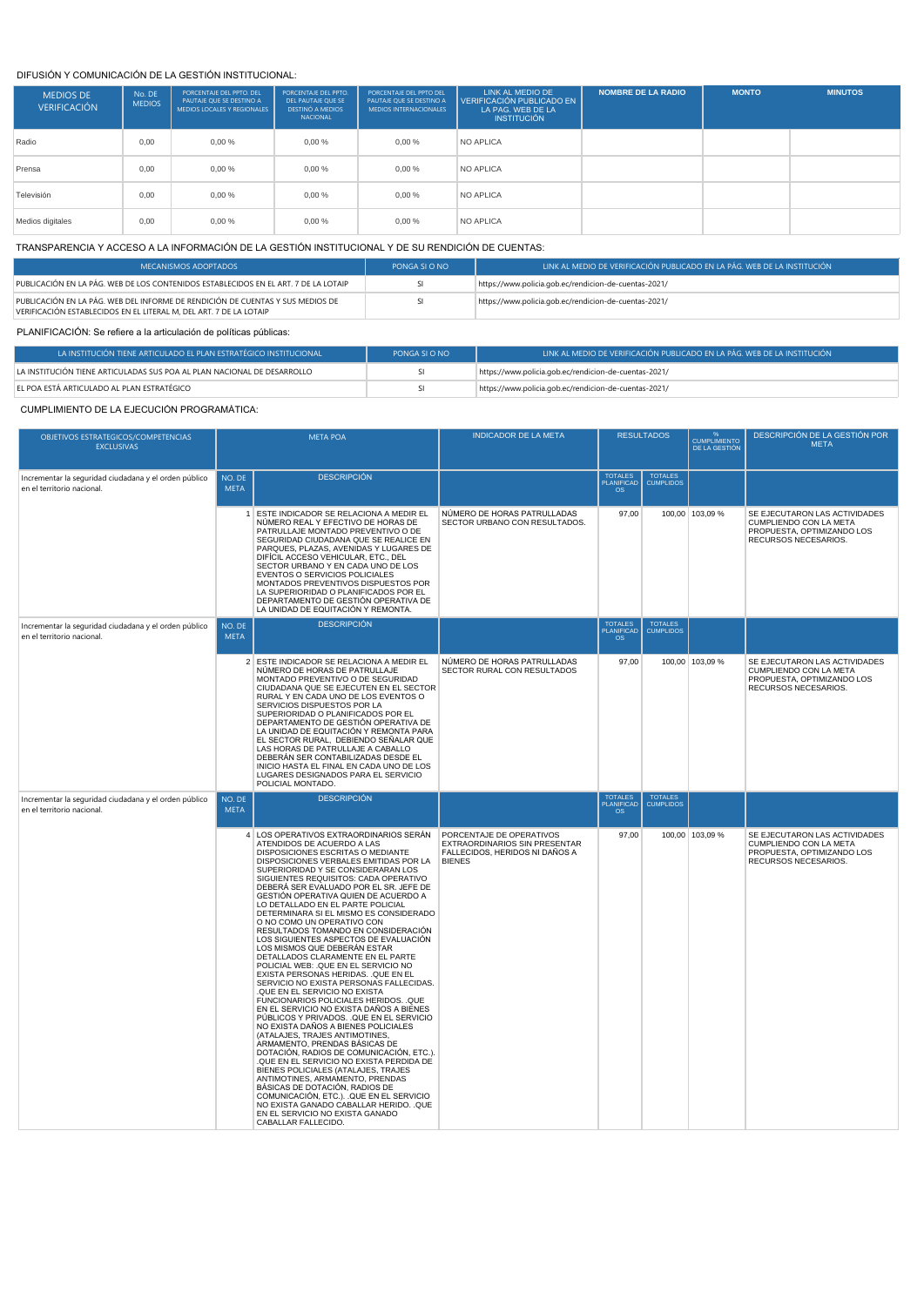DIFUSIÓN Y COMUNICACIÓN DE LA GESTIÓN INSTITUCIONAL:

| MEDIOS DE VERIFICACIÓN | No. DE MEDIOS | PORCENTAJE DEL PPTO. DEL PAUTAJE QUE SE DESTINO A MEDIOS LOCALES Y REGIONALES | PORCENTAJE DEL PPTO. DEL PAUTAJE QUE SE DESTINÓ A MEDIOS NACIONAL | PORCENTAJE DEL PPTO DEL PAUTAJE QUE SE DESTINO A MEDIOS INTERNACIONALES | LINK AL MEDIO DE VERIFICACIÓN PUBLICADO EN LA PAG. WEB DE LA INSTITUCIÓN | NOMBRE DE LA RADIO | MONTO | MINUTOS |
|---|---|---|---|---|---|---|---|---|
| Radio | 0,00 | 0,00 % | 0,00 % | 0,00 % | NO APLICA | | | |
| Prensa | 0,00 | 0,00 % | 0,00 % | 0,00 % | NO APLICA | | | |
| Televisión | 0,00 | 0,00 % | 0,00 % | 0,00 % | NO APLICA | | | |
| Medios digitales | 0,00 | 0,00 % | 0,00 % | 0,00 % | NO APLICA | | | |

TRANSPARENCIA Y ACCESO A LA INFORMACIÓN DE LA GESTIÓN INSTITUCIONAL Y DE SU RENDICIÓN DE CUENTAS:

| MECANISMOS ADOPTADOS | PONGA SI O NO | LINK AL MEDIO DE VERIFICACIÓN PUBLICADO EN LA PÁG. WEB DE LA INSTITUCIÓN |
|---|---|---|
| PUBLICACIÓN EN LA PÁG. WEB DE LOS CONTENIDOS ESTABLECIDOS EN EL ART. 7 DE LA LOTAIP | SI | https://www.policia.gob.ec/rendicion-de-cuentas-2021/ |
| PUBLICACIÓN EN LA PÁG. WEB DEL INFORME DE RENDICIÓN DE CUENTAS Y SUS MEDIOS DE VERIFICACIÓN ESTABLECIDOS EN EL LITERAL M, DEL ART. 7 DE LA LOTAIP | SI | https://www.policia.gob.ec/rendicion-de-cuentas-2021/ |

PLANIFICACIÓN: Se refiere a la articulación de políticas públicas:

| LA INSTITUCIÓN TIENE ARTICULADO EL PLAN ESTRATÉGICO INSTITUCIONAL | PONGA SI O NO | LINK AL MEDIO DE VERIFICACIÓN PUBLICADO EN LA PÁG. WEB DE LA INSTITUCIÓN |
|---|---|---|
| LA INSTITUCIÓN TIENE ARTICULADAS SUS POA AL PLAN NACIONAL DE DESARROLLO | SI | https://www.policia.gob.ec/rendicion-de-cuentas-2021/ |
| EL POA ESTÁ ARTICULADO AL PLAN ESTRATÉGICO | SI | https://www.policia.gob.ec/rendicion-de-cuentas-2021/ |

CUMPLIMIENTO DE LA EJECUCIÓN PROGRAMÁTICA:

| OBJETIVOS ESTRATEGICOS/COMPETENCIAS EXCLUSIVAS | META POA | | INDICADOR DE LA META | RESULTADOS | | % CUMPLIMIENTO DE LA GESTIÓN | DESCRIPCIÓN DE LA GESTIÓN POR META |
|---|---|---|---|---|---|---|---|
| Incrementar la seguridad ciudadana y el orden público en el territorio nacional. | NO. DE META | DESCRIPCIÓN | | TOTALES PLANIFICADOS | TOTALES CUMPLIDOS | | |
| | 1 | ESTE INDICADOR SE RELACIONA A MEDIR EL NÚMERO REAL Y EFECTIVO DE HORAS DE PATRULLAJE MONTADO PREVENTIVO O DE SEGURIDAD CIUDADANA QUE SE REALICE EN PARQUES, PLAZAS, AVENIDAS Y LUGARES DE DIFÍCIL ACCESO VEHICULAR, ETC., DEL SECTOR URBANO Y EN CADA UNO DE LOS EVENTOS O SERVICIOS POLICIALES MONTADOS PREVENTIVOS DISPUESTOS POR LA SUPERIORIDAD O PLANIFICADOS POR EL DEPARTAMENTO DE GESTIÓN OPERATIVA DE LA UNIDAD DE EQUITACIÓN Y REMONTA. | NÚMERO DE HORAS PATRULLADAS SECTOR URBANO CON RESULTADOS. | 97,00 | 100,00 | 103,09 % | SE EJECUTARON LAS ACTIVIDADES CUMPLIENDO CON LA META PROPUESTA, OPTIMIZANDO LOS RECURSOS NECESARIOS. |
| Incrementar la seguridad ciudadana y el orden público en el territorio nacional. | NO. DE META | DESCRIPCIÓN | | TOTALES PLANIFICADOS | TOTALES CUMPLIDOS | | |
| | 2 | ESTE INDICADOR SE RELACIONA A MEDIR EL NÚMERO DE HORAS DE PATRULLAJE MONTADO PREVENTIVO O DE SEGURIDAD CIUDADANA QUE SE EJECUTEN EN EL SECTOR RURAL Y EN CADA UNO DE LOS EVENTOS O SERVICIOS DISPUESTOS POR LA SUPERIORIDAD O PLANIFICADOS POR EL DEPARTAMENTO DE GESTIÓN OPERATIVA DE LA UNIDAD DE EQUITACIÓN Y REMONTA PARA EL SECTOR RURAL, DEBIENDO SEÑALAR QUE LAS HORAS DE PATRULLAJE A CABALLO DEBERÁN SER CONTABILIZADAS DESDE EL INICIO HASTA EL FINAL EN CADA UNO DE LOS LUGARES DESIGNADOS PARA EL SERVICIO POLICIAL MONTADO. | NÚMERO DE HORAS PATRULLADAS SECTOR RURAL CON RESULTADOS | 97,00 | 100,00 | 103,09 % | SE EJECUTARON LAS ACTIVIDADES CUMPLIENDO CON LA META PROPUESTA, OPTIMIZANDO LOS RECURSOS NECESARIOS. |
| Incrementar la seguridad ciudadana y el orden público en el territorio nacional. | NO. DE META | DESCRIPCIÓN | | TOTALES PLANIFICADOS | TOTALES CUMPLIDOS | | |
| | 4 | LOS OPERATIVOS EXTRAORDINARIOS SERÁN ATENDIDOS DE ACUERDO A LAS DISPOSICIONES ESCRITAS O MEDIANTE DISPOSICIONES VERBALES EMITIDAS POR LA SUPERIORIDAD Y SE CONSIDERARAN LOS SIGUIENTES REQUISITOS: CADA OPERATIVO DEBERÁ SER EVALUADO POR EL SR. JEFE DE GESTIÓN OPERATIVA QUIEN DE ACUERDO A LO DETALLADO EN EL PARTE POLICIAL DETERMINARA SI EL MISMO ES CONSIDERADO O NO COMO UN OPERATIVO CON RESULTADOS TOMANDO EN CONSIDERACIÓN LOS SIGUIENTES ASPECTOS DE EVALUACIÓN LOS MISMOS QUE DEBERÁN ESTAR DETALLADOS CLARAMENTE EN EL PARTE POLICIAL WEB: .QUE EN EL SERVICIO NO EXISTA PERSONAS HERIDAS. .QUE EN EL SERVICIO NO EXISTA PERSONAS FALLECIDAS. .QUE EN EL SERVICIO NO EXISTA FUNCIONARIOS POLICIALES HERIDOS. .QUE EN EL SERVICIO NO EXISTA DAÑOS A BIENES PÚBLICOS Y PRIVADOS. .QUE EN EL SERVICIO NO EXISTA DAÑOS A BIENES POLICIALES (ATALAJES, TRAJES ANTIMOTINES, ARMAMENTO, PRENDAS BÁSICAS DE DOTACIÓN, RADIOS DE COMUNICACIÓN, ETC.). .QUE EN EL SERVICIO NO EXISTA PERDIDA DE BIENES POLICIALES (ATALAJES, TRAJES ANTIMOTINES, ARMAMENTO, PRENDAS BÁSICAS DE DOTACIÓN, RADIOS DE COMUNICACIÓN, ETC.). .QUE EN EL SERVICIO NO EXISTA GANADO CABALLAR HERIDO. .QUE EN EL SERVICIO NO EXISTA GANADO CABALLAR FALLECIDO. | PORCENTAJE DE OPERATIVOS EXTRAORDINARIOS SIN PRESENTAR FALLECIDOS, HERIDOS NI DAÑOS A BIENES | 97,00 | 100,00 | 103,09 % | SE EJECUTARON LAS ACTIVIDADES CUMPLIENDO CON LA META PROPUESTA, OPTIMIZANDO LOS RECURSOS NECESARIOS. |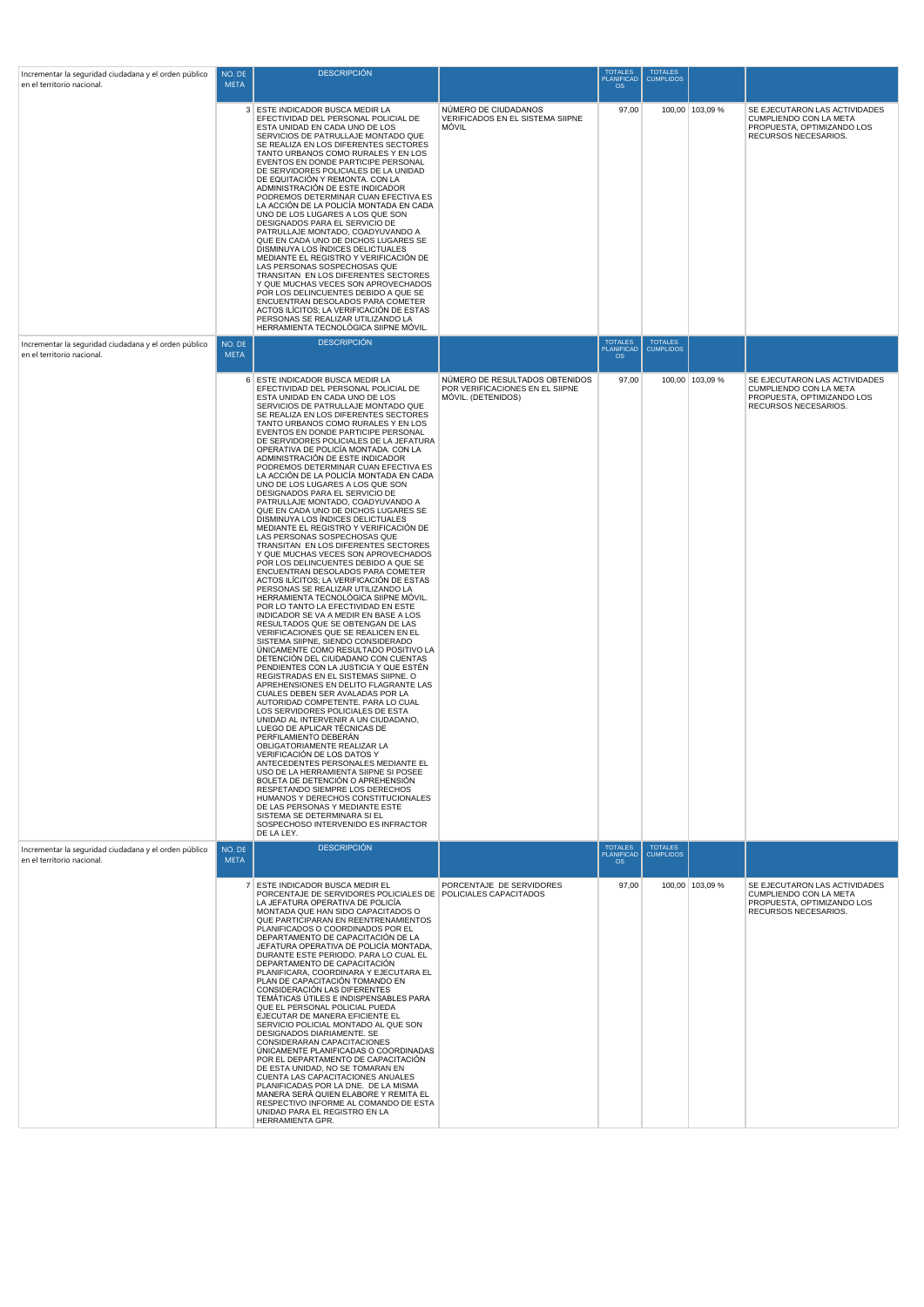| Incrementar la seguridad ciudadana y el orden público en el territorio nacional. | NO. DE META | DESCRIPCIÓN | | TOTALES PLANIFICADOS | TOTALES CUMPLIDOS | | |
|---|---|---|---|---|---|---|---|
| | 3 | ESTE INDICADOR BUSCA MEDIR LA EFECTIVIDAD DEL PERSONAL POLICIAL DE ESTA UNIDAD EN CADA UNO DE LOS SERVICIOS DE PATRULLAJE MONTADO QUE SE REALIZA EN LOS DIFERENTES SECTORES TANTO URBANOS COMO RURALES Y EN LOS EVENTOS EN DONDE PARTICIPE PERSONAL DE SERVIDORES POLICIALES DE LA UNIDAD DE EQUITACIÓN Y REMONTA. CON LA ADMINISTRACIÓN DE ESTE INDICADOR PODREMOS DETERMINAR CUAN EFECTIVA ES LA ACCIÓN DE LA POLICÍA MONTADA EN CADA UNO DE LOS LUGARES A LOS QUE SON DESIGNADOS PARA EL SERVICIO DE PATRULLAJE MONTADO, COADYUVANDO A QUE EN CADA UNO DE DICHOS LUGARES SE DISMINUYA LOS ÍNDICES DELICTUALES MEDIANTE EL REGISTRO Y VERIFICACIÓN DE LAS PERSONAS SOSPECHOSAS QUE TRANSITAN EN LOS DIFERENTES SECTORES Y QUE MUCHAS VECES SON APROVECHADOS POR LOS DELINCUENTES DEBIDO A QUE SE ENCUENTRAN DESOLADOS PARA COMETER ACTOS ILÍCITOS; LA VERIFICACIÓN DE ESTAS PERSONAS SE REALIZAR UTILIZANDO LA HERRAMIENTA TECNOLÓGICA SIIPNE MÓVIL. | NÚMERO DE CIUDADANOS VERIFICADOS EN EL SISTEMA SIIPNE MÓVIL | 97,00 | 100,00 | 103,09 % | SE EJECUTARON LAS ACTIVIDADES CUMPLIENDO CON LA META PROPUESTA, OPTIMIZANDO LOS RECURSOS NECESARIOS. |
| Incrementar la seguridad ciudadana y el orden público en el territorio nacional. | NO. DE META | DESCRIPCIÓN | | TOTALES PLANIFICADOS | TOTALES CUMPLIDOS | | |
| | 6 | ESTE INDICADOR BUSCA MEDIR LA EFECTIVIDAD DEL PERSONAL POLICIAL DE ESTA UNIDAD EN CADA UNO DE LOS SERVICIOS DE PATRULLAJE MONTADO QUE SE REALIZA EN LOS DIFERENTES SECTORES TANTO URBANOS COMO RURALES Y EN LOS EVENTOS EN DONDE PARTICIPE PERSONAL DE SERVIDORES POLICIALES DE LA JEFATURA OPERATIVA DE POLICÍA MONTADA. CON LA ADMINISTRACIÓN DE ESTE INDICADOR PODREMOS DETERMINAR CUAN EFECTIVA ES LA ACCIÓN DE LA POLICÍA MONTADA EN CADA UNO DE LOS LUGARES A LOS QUE SON DESIGNADOS PARA EL SERVICIO DE PATRULLAJE MONTADO, COADYUVANDO A QUE EN CADA UNO DE DICHOS LUGARES SE DISMINUYA LOS ÍNDICES DELICTUALES MEDIANTE EL REGISTRO Y VERIFICACIÓN DE LAS PERSONAS SOSPECHOSAS QUE TRANSITAN EN LOS DIFERENTES SECTORES Y QUE MUCHAS VECES SON APROVECHADOS POR LOS DELINCUENTES DEBIDO A QUE SE ENCUENTRAN DESOLADOS PARA COMETER ACTOS ILÍCITOS; LA VERIFICACIÓN DE ESTAS PERSONAS SE REALIZAR UTILIZANDO LA HERRAMIENTA TECNOLÓGICA SIIPNE MÓVIL. POR LO TANTO LA EFECTIVIDAD EN ESTE INDICADOR SE VA A MEDIR EN BASE A LOS RESULTADOS QUE SE OBTENGAN DE LAS VERIFICACIONES QUE SE REALICEN EN EL SISTEMA SIIPNE, SIENDO CONSIDERADO ÚNICAMENTE COMO RESULTADO POSITIVO LA DETENCIÓN DEL CIUDADANO CON CUENTAS PENDIENTES CON LA JUSTICIA Y QUE ESTÉN REGISTRADAS EN EL SISTEMAS SIIPNE. O APREHENSIONES EN DELITO FLAGRANTE LAS CUALES DEBEN SER AVALADAS POR LA AUTORIDAD COMPETENTE. PARA LO CUAL LOS SERVIDORES POLICIALES DE ESTA UNIDAD AL INTERVENIR A UN CIUDADANO, LUEGO DE APLICAR TÉCNICAS DE PERFILAMIENTO DEBERÁN OBLIGATORIAMENTE REALIZAR LA VERIFICACIÓN DE LOS DATOS Y ANTECEDENTES PERSONALES MEDIANTE EL USO DE LA HERRAMIENTA SIIPNE SI POSEE BOLETA DE DETENCIÓN O APREHENSIÓN RESPETANDO SIEMPRE LOS DERECHOS HUMANOS Y DERECHOS CONSTITUCIONALES DE LAS PERSONAS Y MEDIANTE ESTE SISTEMA SE DETERMINARA SI EL SOSPECHOSO INTERVENIDO ES INFRACTOR DE LA LEY. | NÚMERO DE RESULTADOS OBTENIDOS POR VERIFICACIONES EN EL SIIPNE MÓVIL. (DETENIDOS) | 97,00 | 100,00 | 103,09 % | SE EJECUTARON LAS ACTIVIDADES CUMPLIENDO CON LA META PROPUESTA, OPTIMIZANDO LOS RECURSOS NECESARIOS. |
| Incrementar la seguridad ciudadana y el orden público en el territorio nacional. | NO. DE META | DESCRIPCIÓN | | TOTALES PLANIFICADOS | TOTALES CUMPLIDOS | | |
| | 7 | ESTE INDICADOR BUSCA MEDIR EL PORCENTAJE DE SERVIDORES POLICIALES DE LA JEFATURA OPERATIVA DE POLICÍA MONTADA QUE HAN SIDO CAPACITADOS O QUE PARTICIPARAN EN REENTRENAMIENTOS PLANIFICADOS O COORDINADOS POR EL DEPARTAMENTO DE CAPACITACIÓN DE LA JEFATURA OPERATIVA DE POLICÍA MONTADA, DURANTE ESTE PERIODO. PARA LO CUAL EL DEPARTAMENTO DE CAPACITACIÓN PLANIFICARA, COORDINARA Y EJECUTARA EL PLAN DE CAPACITACIÓN TOMANDO EN CONSIDERACIÓN LAS DIFERENTES TEMÁTICAS ÚTILES E INDISPENSABLES PARA QUE EL PERSONAL POLICIAL PUEDA EJECUTAR DE MANERA EFICIENTE EL SERVICIO POLICIAL MONTADO AL QUE SON DESIGNADOS DIARIAMENTE. SE CONSIDERARAN CAPACITACIONES ÚNICAMENTE PLANIFICADAS O COORDINADAS POR EL DEPARTAMENTO DE CAPACITACIÓN DE ESTA UNIDAD, NO SE TOMARAN EN CUENTA LAS CAPACITACIONES ANUALES PLANIFICADAS POR LA DNE. DE LA MISMA MANERA SERÁ QUIEN ELABORE Y REMITA EL RESPECTIVO INFORME AL COMANDO DE ESTA UNIDAD PARA EL REGISTRO EN LA HERRAMIENTA GPR. | PORCENTAJE DE SERVIDORES POLICIALES CAPACITADOS | 97,00 | 100,00 | 103,09 % | SE EJECUTARON LAS ACTIVIDADES CUMPLIENDO CON LA META PROPUESTA, OPTIMIZANDO LOS RECURSOS NECESARIOS. |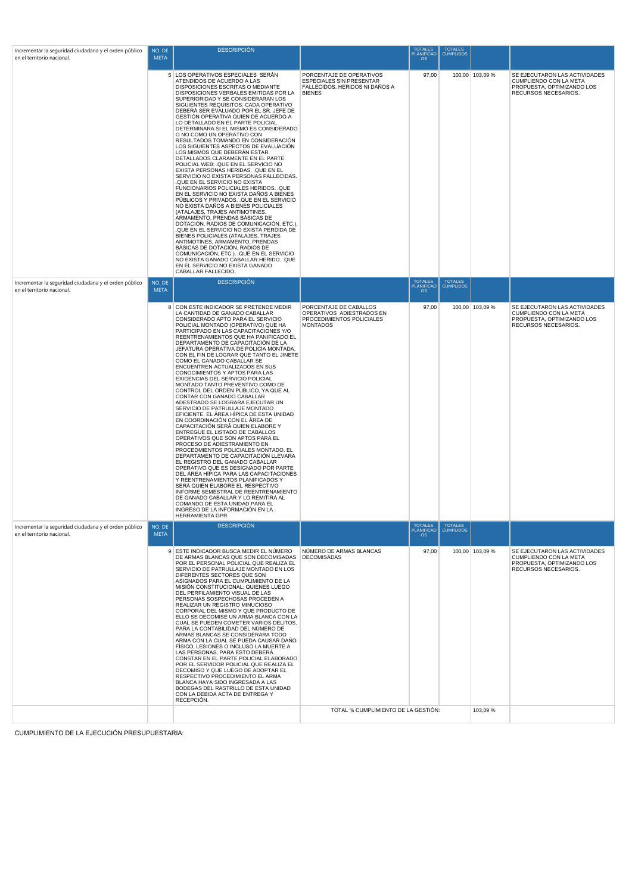| Incrementar la seguridad ciudadana y el orden público en el territorio nacional. | NO. DE META | DESCRIPCIÓN | | TOTALES PLANIFICADOS | TOTALES CUMPLIDOS | | |
|---|---|---|---|---|---|---|---|
| | 5 | LOS OPERATIVOS ESPECIALES SERÁN ATENDIDOS DE ACUERDO A LAS DISPOSICIONES ESCRITAS O MEDIANTE DISPOSICIONES VERBALES EMITIDAS POR LA SUPERIORIDAD Y SE CONSIDERARAN LOS SIGUIENTES REQUISITOS: CADA OPERATIVO DEBERÁ SER EVALUADO POR EL SR. JEFE DE GESTIÓN OPERATIVA QUIEN DE ACUERDO A LO DETALLADO EN EL PARTE POLICIAL DETERMINARA SI EL MISMO ES CONSIDERADO O NO COMO UN OPERATIVO CON RESULTADOS TOMANDO EN CONSIDERACIÓN LOS SIGUIENTES ASPECTOS DE EVALUACIÓN LOS MISMOS QUE DEBERÁN ESTAR DETALLADOS CLARAMENTE EN EL PARTE POLICIAL WEB: .QUE EN EL SERVICIO NO EXISTA PERSONAS HERIDAS. .QUE EN EL SERVICIO NO EXISTA PERSONAS FALLECIDAS. .QUE EN EL SERVICIO NO EXISTA FUNCIONARIOS POLICIALES HERIDOS. .QUE EN EL SERVICIO NO EXISTA DAÑOS A BIENES PÚBLICOS Y PRIVADOS. .QUE EN EL SERVICIO NO EXISTA DAÑOS A BIENES POLICIALES (ATALAJES, TRAJES ANTIMOTINES, ARMAMENTO, PRENDAS BÁSICAS DE DOTACIÓN, RADIOS DE COMUNICACIÓN, ETC.). .QUE EN EL SERVICIO NO EXISTA PERDIDA DE BIENES POLICIALES (ATALAJES, TRAJES ANTIMOTINES, ARMAMENTO, PRENDAS BÁSICAS DE DOTACIÓN, RADIOS DE COMUNICACIÓN, ETC.). .QUE EN EL SERVICIO NO EXISTA GANADO CABALLAR HERIDO. .QUE EN EL SERVICIO NO EXISTA GANADO CABALLAR FALLECIDO. | PORCENTAJE DE OPERATIVOS ESPECIALES SIN PRESENTAR FALLECIDOS, HERIDOS NI DAÑOS A BIENES | 97,00 | 100,00 | 103,09 % | SE EJECUTARON LAS ACTIVIDADES CUMPLIENDO CON LA META PROPUESTA, OPTIMIZANDO LOS RECURSOS NECESARIOS. |
| Incrementar la seguridad ciudadana y el orden público en el territorio nacional. | NO. DE META | DESCRIPCIÓN | | TOTALES PLANIFICADOS | TOTALES CUMPLIDOS | | |
| | 8 | CON ESTE INDICADOR SE PRETENDE MEDIR LA CANTIDAD DE GANADO CABALLAR CONSIDERADO APTO PARA EL SERVICIO POLICIAL MONTADO (OPERATIVO) QUE HA PARTICIPADO EN LAS CAPACITACIONES Y/O REENTRENAMIENTOS QUE HA PANIFICADO EL DEPARTAMENTO DE CAPACITACIÓN DE LA JEFATURA OPERATIVA DE POLICÍA MONTADA, CON EL FIN DE LOGRAR QUE TANTO EL JINETE COMO EL GANADO CABALLAR SE ENCUENTREN ACTUALIZADOS EN SUS CONOCIMIENTOS Y APTOS PARA LAS EXIGENCIAS DEL SERVICIO POLICIAL MONTADO TANTO PREVENTIVO COMO DE CONTROL DEL ORDEN PÚBLICO, YA QUE AL CONTAR CON GANADO CABALLAR ADESTRADO SE LOGRARA EJECUTAR UN SERVICIO DE PATRULLAJE MONTADO EFICIENTE. EL ÁREA HÍPICA DE ESTA UNIDAD EN COORDINACIÓN CON EL ÁREA DE CAPACITACIÓN SERÁ QUIEN ELABORE Y ENTREGUE EL LISTADO DE CABALLOS OPERATIVOS QUE SON APTOS PARA EL PROCESO DE ADIESTRAMIENTO EN PROCEDMIENTOS POLICIALES MONTADO. EL DEPARTAMENTO DE CAPACITACIÓN LLEVARA EL REGISTRO DEL GANADO CABALLAR OPERATIVO QUE ES DESIGNADO POR PARTE DEL ÁREA HÍPICA PARA LAS CAPACITACIONES Y REENTRENAMIENTOS PLANIFICADOS Y SERÁ QUIEN ELABORE EL RESPECTIVO INFORME SEMESTRAL DE REENTRENAMIENTO DE GANADO CABALLAR Y LO REMITIRÁ AL COMANDO DE ESTA UNIDAD PARA EL INGRESO DE LA INFORMACIÓN EN LA HERRAMIENTA GPR. | PORCENTAJE DE CABALLOS OPERATIVOS ADIESTRADOS EN PROCEDIMIENTOS POLICIALES MONTADOS | 97,00 | 100,00 | 103,09 % | SE EJECUTARON LAS ACTIVIDADES CUMPLIENDO CON LA META PROPUESTA, OPTIMIZANDO LOS RECURSOS NECESARIOS. |
| Incrementar la seguridad ciudadana y el orden público en el territorio nacional. | NO. DE META | DESCRIPCIÓN | | TOTALES PLANIFICADOS | TOTALES CUMPLIDOS | | |
| | 9 | ESTE INDICADOR BUSCA MEDIR EL NÚMERO DE ARMAS BLANCAS QUE SON DECOMISADAS POR EL PERSONAL POLICIAL QUE REALIZA EL SERVICIO DE PATRULLAJE MONTADO EN LOS DIFERENTES SECTORES QUE SON ASIGNADOS PARA EL CUMPLIMIENTO DE LA MISIÓN CONSTITUCIONAL; QUIENES LUEGO DEL PERFILAMIENTO VISUAL DE LAS PERSONAS SOSPECHOSAS PROCEDEN A REALIZAR UN REGISTRO MINUCIOSO CORPORAL DEL MISMO Y QUE PRODUCTO DE ELLO SE DECOMISE UN ARMA BLANCA CON LA CUAL SE PUEDEN COMETER VARIOS DELITOS. PARA LA CONTABILIDAD DEL NÚMERO DE ARMAS BLANCAS SE CONSIDERARA TODO ARMA CON LA CUAL SE PUEDA CAUSAR DAÑO FÍSICO, LESIONES O INCLUSO LA MUERTE A LAS PERSONAS, PARA ESTO DEBERÁ CONSTAR EN EL PARTE POLICIAL ELABORADO POR EL SERVIDOR POLICIAL QUE REALIZA EL DECOMISO Y QUE LUEGO DE ADOPTAR EL RESPECTIVO PROCEDIMIENTO EL ARMA BLANCA HAYA SIDO INGRESADA A LAS BODEGAS DEL RASTRILLO DE ESTA UNIDAD CON LA DEBIDA ACTA DE ENTREGA Y RECEPCIÓN. | NÚMERO DE ARMAS BLANCAS DECOMISADAS | 97,00 | 100,00 | 103,09 % | SE EJECUTARON LAS ACTIVIDADES CUMPLIENDO CON LA META PROPUESTA, OPTIMIZANDO LOS RECURSOS NECESARIOS. |
| | | | TOTAL % CUMPLIMIENTO DE LA GESTIÓN: | | | 103,09 % | |

CUMPLIMIENTO DE LA EJECUCIÓN PRESUPUESTARIA: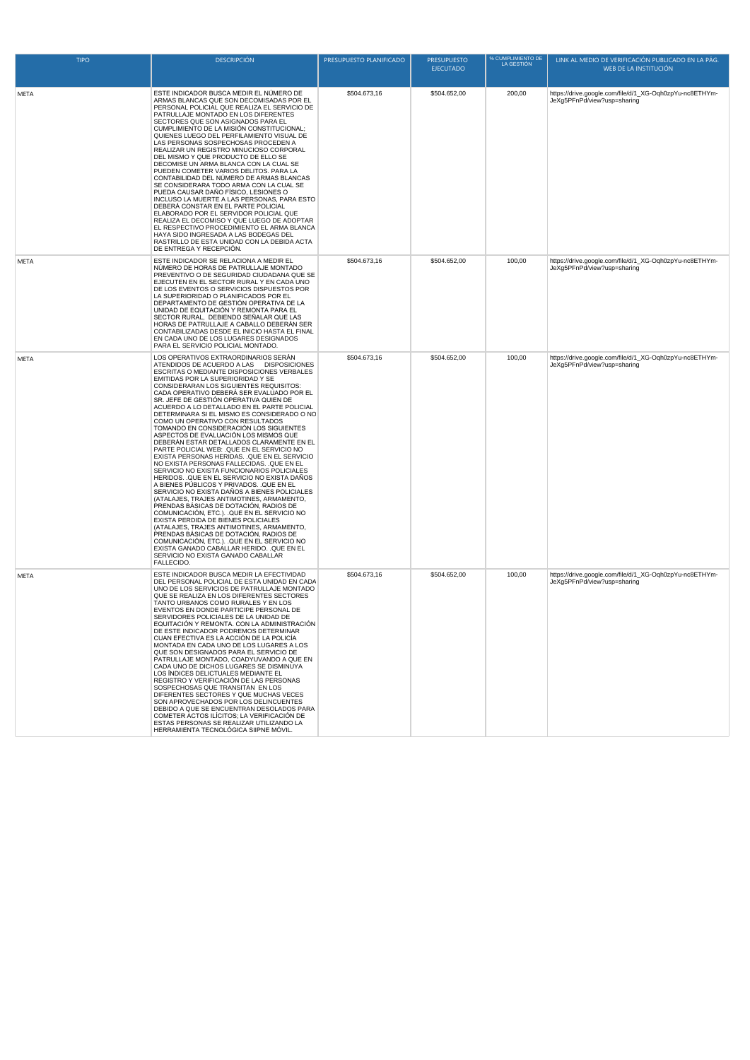| TIPO | DESCRIPCIÓN | PRESUPUESTO PLANIFICADO | PRESUPUESTO EJECUTADO | % CUMPLIMIENTO DE LA GESTIÓN | LINK AL MEDIO DE VERIFICACIÓN PUBLICADO EN LA PÁG. WEB DE LA INSTITUCIÓN |
|---|---|---|---|---|---|
| META | ESTE INDICADOR BUSCA MEDIR EL NÚMERO DE ARMAS BLANCAS QUE SON DECOMISADAS POR EL PERSONAL POLICIAL QUE REALIZA EL SERVICIO DE PATRULLAJE MONTADO EN LOS DIFERENTES SECTORES QUE SON ASIGNADOS PARA EL CUMPLIMIENTO DE LA MISIÓN CONSTITUCIONAL; QUIENES LUEGO DEL PERFILAMIENTO VISUAL DE LAS PERSONAS SOSPECHOSAS PROCEDEN A REALIZAR UN REGISTRO MINUCIOSO CORPORAL DEL MISMO Y QUE PRODUCTO DE ELLO SE DECOMISE UN ARMA BLANCA CON LA CUAL SE PUEDEN COMETER VARIOS DELITOS. PARA LA CONTABILIDAD DEL NÚMERO DE ARMAS BLANCAS SE CONSIDERARA TODO ARMA CON LA CUAL SE PUEDA CAUSAR DAÑO FÍSICO, LESIONES O INCLUSO LA MUERTE A LAS PERSONAS, PARA ESTO DEBERÁ CONSTAR EN EL PARTE POLICIAL ELABORADO POR EL SERVIDOR POLICIAL QUE REALIZA EL DECOMISO Y QUE LUEGO DE ADOPTAR EL RESPECTIVO PROCEDIMIENTO EL ARMA BLANCA HAYA SIDO INGRESADA A LAS BODEGAS DEL RASTRILLO DE ESTA UNIDAD CON LA DEBIDA ACTA DE ENTREGA Y RECEPCIÓN. | $504.673,16 | $504.652,00 | 200,00 | https://drive.google.com/file/d/1_XG-Oqh0zpYu-nc8ETHYm-JeXg5PFnPd/view?usp=sharing |
| META | ESTE INDICADOR SE RELACIONA A MEDIR EL NÚMERO DE HORAS DE PATRULLAJE MONTADO PREVENTIVO O DE SEGURIDAD CIUDADANA QUE SE EJECUTEN EN EL SECTOR RURAL Y EN CADA UNO DE LOS EVENTOS O SERVICIOS DISPUESTOS POR LA SUPERIORIDAD O PLANIFICADOS POR EL DEPARTAMENTO DE GESTIÓN OPERATIVA DE LA UNIDAD DE EQUITACIÓN Y REMONTA PARA EL SECTOR RURAL, DEBIENDO SEÑALAR QUE LAS HORAS DE PATRULLAJE A CABALLO DEBERÁN SER CONTABILIZADAS DESDE EL INICIO HASTA EL FINAL EN CADA UNO DE LOS LUGARES DESIGNADOS PARA EL SERVICIO POLICIAL MONTADO. | $504.673,16 | $504.652,00 | 100,00 | https://drive.google.com/file/d/1_XG-Oqh0zpYu-nc8ETHYm-JeXg5PFnPd/view?usp=sharing |
| META | LOS OPERATIVOS EXTRAORDINARIOS SERÁN ATENDIDOS DE ACUERDO A LAS DISPOSICIONES ESCRITAS O MEDIANTE DISPOSICIONES VERBALES EMITIDAS POR LA SUPERIORIDAD Y SE CONSIDERARAN LOS SIGUIENTES REQUISITOS: CADA OPERATIVO DEBERÁ SER EVALUADO POR EL SR. JEFE DE GESTIÓN OPERATIVA QUIEN DE ACUERDO A LO DETALLADO EN EL PARTE POLICIAL DETERMINARA SI EL MISMO ES CONSIDERADO O NO COMO UN OPERATIVO CON RESULTADOS TOMANDO EN CONSIDERACIÓN LOS SIGUIENTES ASPECTOS DE EVALUACIÓN LOS MISMOS QUE DEBERÁN ESTAR DETALLADOS CLARAMENTE EN EL PARTE POLICIAL WEB: .QUE EN EL SERVICIO NO EXISTA PERSONAS HERIDAS. .QUE EN EL SERVICIO NO EXISTA PERSONAS FALLECIDAS. .QUE EN EL SERVICIO NO EXISTA FUNCIONARIOS POLICIALES HERIDOS. .QUE EN EL SERVICIO NO EXISTA DAÑOS A BIENES PÚBLICOS Y PRIVADOS. .QUE EN EL SERVICIO NO EXISTA DAÑOS A BIENES POLICIALES (ATALAJES, TRAJES ANTIMOTINES, ARMAMENTO, PRENDAS BÁSICAS DE DOTACIÓN, RADIOS DE COMUNICACIÓN, ETC.). .QUE EN EL SERVICIO NO EXISTA PERDIDA DE BIENES POLICIALES (ATALAJES, TRAJES ANTIMOTINES, ARMAMENTO, PRENDAS BÁSICAS DE DOTACIÓN, RADIOS DE COMUNICACIÓN, ETC.). .QUE EN EL SERVICIO NO EXISTA GANADO CABALLAR HERIDO. .QUE EN EL SERVICIO NO EXISTA GANADO CABALLAR FALLECIDO. | $504.673,16 | $504.652,00 | 100,00 | https://drive.google.com/file/d/1_XG-Oqh0zpYu-nc8ETHYm-JeXg5PFnPd/view?usp=sharing |
| META | ESTE INDICADOR BUSCA MEDIR LA EFECTIVIDAD DEL PERSONAL POLICIAL DE ESTA UNIDAD EN CADA UNO DE LOS SERVICIOS DE PATRULLAJE MONTADO QUE SE REALIZA EN LOS DIFERENTES SECTORES TANTO URBANOS COMO RURALES Y EN LOS EVENTOS EN DONDE PARTICIPE PERSONAL DE SERVIDORES POLICIALES DE LA UNIDAD DE EQUITACIÓN Y REMONTA. CON LA ADMINISTRACIÓN DE ESTE INDICADOR PODREMOS DETERMINAR CUAN EFECTIVA ES LA ACCIÓN DE LA POLICÍA MONTADA EN CADA UNO DE LOS LUGARES A LOS QUE SON DESIGNADOS PARA EL SERVICIO DE PATRULLAJE MONTADO, COADYUVANDO A QUE EN CADA UNO DE DICHOS LUGARES SE DISMINUYA LOS ÍNDICES DELICTUALES MEDIANTE EL REGISTRO Y VERIFICACIÓN DE LAS PERSONAS SOSPECHOSAS QUE TRANSITAN EN LOS DIFERENTES SECTORES Y QUE MUCHAS VECES SON APROVECHADOS POR LOS DELINCUENTES DEBIDO A QUE SE ENCUENTRAN DESOLADOS PARA COMETER ACTOS ILÍCITOS; LA VERIFICACIÓN DE ESTAS PERSONAS SE REALIZAR UTILIZANDO LA HERRAMIENTA TECNOLÓGICA SIIPNE MÓVIL. | $504.673,16 | $504.652,00 | 100,00 | https://drive.google.com/file/d/1_XG-Oqh0zpYu-nc8ETHYm-JeXg5PFnPd/view?usp=sharing |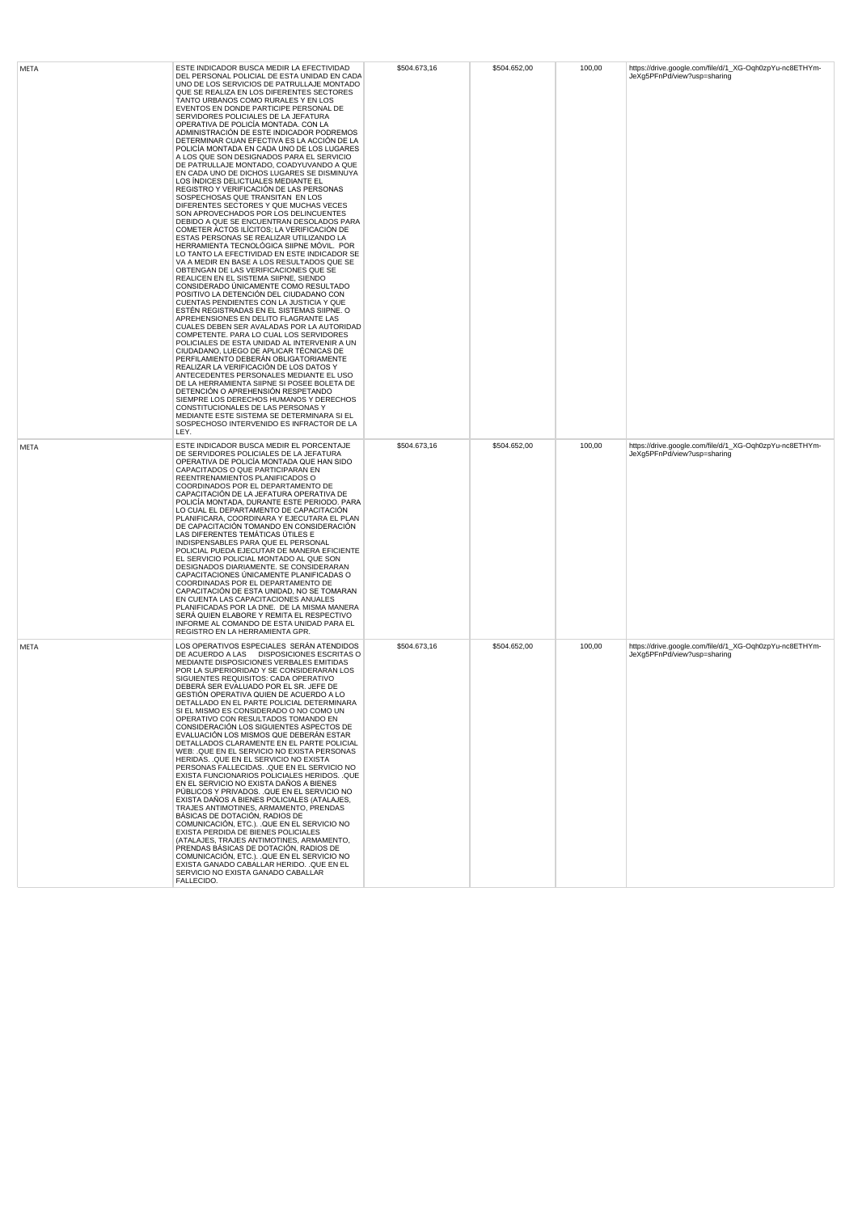| | | | | | |
|---|---|---|---|---|---|
| META | ESTE INDICADOR BUSCA MEDIR LA EFECTIVIDAD DEL PERSONAL POLICIAL DE ESTA UNIDAD EN CADA UNO DE LOS SERVICIOS DE PATRULLAJE MONTADO QUE SE REALIZA EN LOS DIFERENTES SECTORES TANTO URBANOS COMO RURALES Y EN LOS EVENTOS EN DONDE PARTICIPE PERSONAL DE SERVIDORES POLICIALES DE LA JEFATURA OPERATIVA DE POLICÍA MONTADA. CON LA ADMINISTRACIÓN DE ESTE INDICADOR PODREMOS DETERMINAR CUAN EFECTIVA ES LA ACCIÓN DE LA POLICÍA MONTADA EN CADA UNO DE LOS LUGARES A LOS QUE SON DESIGNADOS PARA EL SERVICIO DE PATRULLAJE MONTADO, COADYUVANDO A QUE EN CADA UNO DE DICHOS LUGARES SE DISMINUYA LOS ÍNDICES DELICTUALES MEDIANTE EL REGISTRO Y VERIFICACIÓN DE LAS PERSONAS SOSPECHOSAS QUE TRANSITAN EN LOS DIFERENTES SECTORES Y QUE MUCHAS VECES SON APROVECHADOS POR LOS DELINCUENTES DEBIDO A QUE SE ENCUENTRAN DESOLADOS PARA COMETER ACTOS ILÍCITOS; LA VERIFICACIÓN DE ESTAS PERSONAS SE REALIZAR UTILIZANDO LA HERRAMIENTA TECNOLÓGICA SIIPNE MÓVIL. POR LO TANTO LA EFECTIVIDAD EN ESTE INDICADOR SE VA A MEDIR EN BASE A LOS RESULTADOS QUE SE OBTENGAN DE LAS VERIFICACIONES QUE SE REALICEN EN EL SISTEMA SIIPNE, SIENDO CONSIDERADO ÚNICAMENTE COMO RESULTADO POSITIVO LA DETENCIÓN DEL CIUDADANO CON CUENTAS PENDIENTES CON LA JUSTICIA Y QUE ESTÉN REGISTRADAS EN EL SISTEMAS SIIPNE. O APREHENSIONES EN DELITO FLAGRANTE LAS CUALES DEBEN SER AVALADAS POR LA AUTORIDAD COMPETENTE. PARA LO CUAL LOS SERVIDORES POLICIALES DE ESTA UNIDAD AL INTERVENIR A UN CIUDADANO, LUEGO DE APLICAR TÉCNICAS DE PERFILAMIENTO DEBERÁN OBLIGATORIAMENTE REALIZAR LA VERIFICACIÓN DE LOS DATOS Y ANTECEDENTES PERSONALES MEDIANTE EL USO DE LA HERRAMIENTA SIIPNE SI POSEE BOLETA DE DETENCIÓN O APREHENSIÓN RESPETANDO SIEMPRE LOS DERECHOS HUMANOS Y DERECHOS CONSTITUCIONALES DE LAS PERSONAS Y MEDIANTE ESTE SISTEMA SE DETERMINARA SI EL SOSPECHOSO INTERVENIDO ES INFRACTOR DE LA LEY. | $504.673,16 | $504.652,00 | 100,00 | https://drive.google.com/file/d/1_XG-Oqh0zpYu-nc8ETHYm-JeXg5PFnPd/view?usp=sharing |
| META | ESTE INDICADOR BUSCA MEDIR EL PORCENTAJE DE SERVIDORES POLICIALES DE LA JEFATURA OPERATIVA DE POLICÍA MONTADA QUE HAN SIDO CAPACITADOS O QUE PARTICIPARAN EN REENTRENAMIENTOS PLANIFICADOS O COORDINADOS POR EL DEPARTAMENTO DE CAPACITACIÓN DE LA JEFATURA OPERATIVA DE POLICÍA MONTADA, DURANTE ESTE PERIODO. PARA LO CUAL EL DEPARTAMENTO DE CAPACITACIÓN PLANIFICARA, COORDINARA Y EJECUTARA EL PLAN DE CAPACITACIÓN TOMANDO EN CONSIDERACIÓN LAS DIFERENTES TEMÁTICAS ÚTILES E INDISPENSABLES PARA QUE EL PERSONAL POLICIAL PUEDA EJECUTAR DE MANERA EFICIENTE EL SERVICIO POLICIAL MONTADO AL QUE SON DESIGNADOS DIARIAMENTE. SE CONSIDERARAN CAPACITACIONES ÚNICAMENTE PLANIFICADAS O COORDINADAS POR EL DEPARTAMENTO DE CAPACITACIÓN DE ESTA UNIDAD, NO SE TOMARAN EN CUENTA LAS CAPACITACIONES ANUALES PLANIFICADAS POR LA DNE. DE LA MISMA MANERA SERÁ QUIEN ELABORE Y REMITA EL RESPECTIVO INFORME AL COMANDO DE ESTA UNIDAD PARA EL REGISTRO EN LA HERRAMIENTA GPR. | $504.673,16 | $504.652,00 | 100,00 | https://drive.google.com/file/d/1_XG-Oqh0zpYu-nc8ETHYm-JeXg5PFnPd/view?usp=sharing |
| META | LOS OPERATIVOS ESPECIALES SERÁN ATENDIDOS DE ACUERDO A LAS DISPOSICIONES ESCRITAS O MEDIANTE DISPOSICIONES VERBALES EMITIDAS POR LA SUPERIORIDAD Y SE CONSIDERARAN LOS SIGUIENTES REQUISITOS: CADA OPERATIVO DEBERÁ SER EVALUADO POR EL SR. JEFE DE GESTIÓN OPERATIVA QUIEN DE ACUERDO A LO DETALLADO EN EL PARTE POLICIAL DETERMINARA SI EL MISMO ES CONSIDERADO O NO COMO UN OPERATIVO CON RESULTADOS TOMANDO EN CONSIDERACIÓN LOS SIGUIENTES ASPECTOS DE EVALUACIÓN LOS MISMOS QUE DEBERÁN ESTAR DETALLADOS CLARAMENTE EN EL PARTE POLICIAL WEB: .QUE EN EL SERVICIO NO EXISTA PERSONAS HERIDAS. .QUE EN EL SERVICIO NO EXISTA PERSONAS FALLECIDAS. .QUE EN EL SERVICIO NO EXISTA FUNCIONARIOS POLICIALES HERIDOS. .QUE EN EL SERVICIO NO EXISTA DAÑOS A BIENES PÚBLICOS Y PRIVADOS. .QUE EN EL SERVICIO NO EXISTA DAÑOS A BIENES POLICIALES (ATALAJES, TRAJES ANTIMOTINES, ARMAMENTO, PRENDAS BÁSICAS DE DOTACIÓN, RADIOS DE COMUNICACIÓN, ETC.). .QUE EN EL SERVICIO NO EXISTA PERDIDA DE BIENES POLICIALES (ATALAJES, TRAJES ANTIMOTINES, ARMAMENTO, PRENDAS BÁSICAS DE DOTACIÓN, RADIOS DE COMUNICACIÓN, ETC.). .QUE EN EL SERVICIO NO EXISTA GANADO CABALLAR HERIDO. .QUE EN EL SERVICIO NO EXISTA GANADO CABALLAR FALLECIDO. | $504.673,16 | $504.652,00 | 100,00 | https://drive.google.com/file/d/1_XG-Oqh0zpYu-nc8ETHYm-JeXg5PFnPd/view?usp=sharing |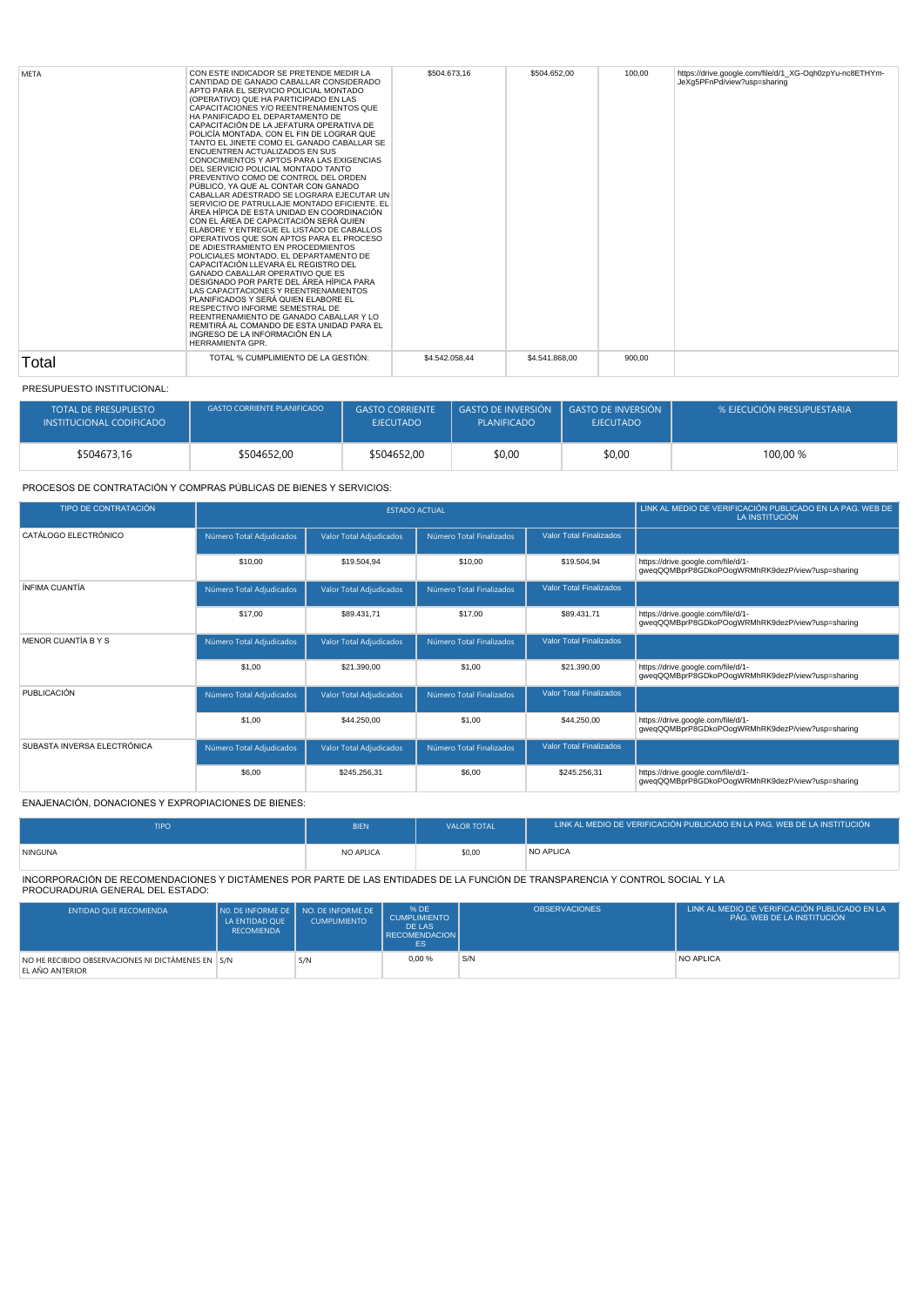| | | | | | |
|---|---|---|---|---|---|
| META | CON ESTE INDICADOR SE PRETENDE MEDIR LA CANTIDAD DE GANADO CABALLAR CONSIDERADO APTO PARA EL SERVICIO POLICIAL MONTADO (OPERATIVO) QUE HA PARTICIPADO EN LAS CAPACITACIONES Y/O REENTRENAMIENTOS QUE HA PANIFICADO EL DEPARTAMENTO DE CAPACITACIÓN DE LA JEFATURA OPERATIVA DE POLICÍA MONTADA, CON EL FIN DE LOGRAR QUE TANTO EL JINETE COMO EL GANADO CABALLAR SE ENCUENTREN ACTUALIZADOS EN SUS CONOCIMIENTOS Y APTOS PARA LAS EXIGENCIAS DEL SERVICIO POLICIAL MONTADO TANTO PREVENTIVO COMO DE CONTROL DEL ORDEN PÚBLICO, YA QUE AL CONTAR CON GANADO CABALLAR ADESTRADO SE LOGRARA EJECUTAR UN SERVICIO DE PATRULLAJE MONTADO EFICIENTE. EL ÁREA HÍPICA DE ESTA UNIDAD EN COORDINACIÓN CON EL ÁREA DE CAPACITACIÓN SERÁ QUIEN ELABORE Y ENTREGUE EL LISTADO DE CABALLOS OPERATIVOS QUE SON APTOS PARA EL PROCESO DE ADIESTRAMIENTO EN PROCEDMIENTOS POLICIALES MONTADO. EL DEPARTAMENTO DE CAPACITACIÓN LLEVARA EL REGISTRO DEL GANADO CABALLAR OPERATIVO QUE ES DESIGNADO POR PARTE DEL ÁREA HÍPICA PARA LAS CAPACITACIONES Y REENTRENAMIENTOS PLANIFICADOS Y SERÁ QUIEN ELABORE EL RESPECTIVO INFORME SEMESTRAL DE REENTRENAMIENTO DE GANADO CABALLAR Y LO REMITIRÁ AL COMANDO DE ESTA UNIDAD PARA EL INGRESO DE LA INFORMACIÓN EN LA HERRAMIENTA GPR. | $504.673,16 | $504.652,00 | 100,00 | https://drive.google.com/file/d/1_XG-Oqh0zpYu-nc8ETHYm-JeXg5PFnPd/view?usp=sharing |
| Total | TOTAL % CUMPLIMIENTO DE LA GESTIÓN: | $4.542.058,44 | $4.541.868,00 | 900,00 | |

PRESUPUESTO INSTITUCIONAL:

| TOTAL DE PRESUPUESTO INSTITUCIONAL CODIFICADO | GASTO CORRIENTE PLANIFICADO | GASTO CORRIENTE EJECUTADO | GASTO DE INVERSIÓN PLANIFICADO | GASTO DE INVERSIÓN EJECUTADO | % EJECUCIÓN PRESUPUESTARIA |
|---|---|---|---|---|---|
| $504673,16 | $504652,00 | $504652,00 | $0,00 | $0,00 | 100,00 % |

PROCESOS DE CONTRATACIÓN Y COMPRAS PÚBLICAS DE BIENES Y SERVICIOS:

| TIPO DE CONTRATACIÓN | ESTADO ACTUAL | | | | LINK AL MEDIO DE VERIFICACIÓN PUBLICADO EN LA PAG. WEB DE LA INSTITUCIÓN |
|---|---|---|---|---|---|
| CATÁLOGO ELECTRÓNICO | Número Total Adjudicados | Valor Total Adjudicados | Número Total Finalizados | Valor Total Finalizados | |
| | $10,00 | $19.504,94 | $10,00 | $19.504,94 | https://drive.google.com/file/d/1-gweqQQMBprP8GDkoPOogWRMhRK9dezP/view?usp=sharing |
| ÍNFIMA CUANTÍA | Número Total Adjudicados | Valor Total Adjudicados | Número Total Finalizados | Valor Total Finalizados | |
| | $17,00 | $89.431,71 | $17,00 | $89.431,71 | https://drive.google.com/file/d/1-gweqQQMBprP8GDkoPOogWRMhRK9dezP/view?usp=sharing |
| MENOR CUANTÍA B Y S | Número Total Adjudicados | Valor Total Adjudicados | Número Total Finalizados | Valor Total Finalizados | |
| | $1,00 | $21.390,00 | $1,00 | $21.390,00 | https://drive.google.com/file/d/1-gweqQQMBprP8GDkoPOogWRMhRK9dezP/view?usp=sharing |
| PUBLICACIÓN | Número Total Adjudicados | Valor Total Adjudicados | Número Total Finalizados | Valor Total Finalizados | |
| | $1,00 | $44.250,00 | $1,00 | $44.250,00 | https://drive.google.com/file/d/1-gweqQQMBprP8GDkoPOogWRMhRK9dezP/view?usp=sharing |
| SUBASTA INVERSA ELECTRÓNICA | Número Total Adjudicados | Valor Total Adjudicados | Número Total Finalizados | Valor Total Finalizados | |
| | $6,00 | $245.256,31 | $6,00 | $245.256,31 | https://drive.google.com/file/d/1-gweqQQMBprP8GDkoPOogWRMhRK9dezP/view?usp=sharing |

ENAJENACIÓN, DONACIONES Y EXPROPIACIONES DE BIENES:

| TIPO | BIEN | VALOR TOTAL | LINK AL MEDIO DE VERIFICACIÓN PUBLICADO EN LA PAG. WEB DE LA INSTITUCIÓN |
|---|---|---|---|
| NINGUNA | NO APLICA | $0,00 | NO APLICA |

INCORPORACIÓN DE RECOMENDACIONES Y DICTÁMENES POR PARTE DE LAS ENTIDADES DE LA FUNCIÓN DE TRANSPARENCIA Y CONTROL SOCIAL Y LA PROCURADURIA GENERAL DEL ESTADO:

| ENTIDAD QUE RECOMIENDA | NO. DE INFORME DE LA ENTIDAD QUE RECOMIENDA | NO. DE INFORME DE CUMPLIMIENTO | % DE CUMPLIMIENTO DE LAS RECOMENDACIONES | OBSERVACIONES | LINK AL MEDIO DE VERIFICACIÓN PUBLICADO EN LA PAG. WEB DE LA INSTITUCIÓN |
|---|---|---|---|---|---|
| NO HE RECIBIDO OBSERVACIONES NI DICTÁMENES EN EL AÑO ANTERIOR | S/N | S/N | 0,00 % | S/N | NO APLICA |